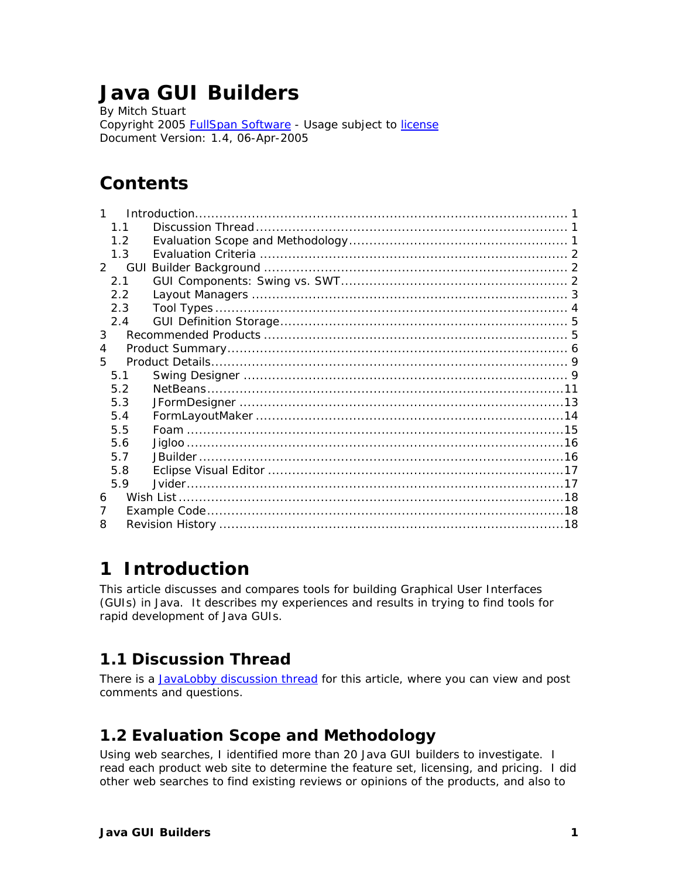# Java GUI Builders

By Mitch Stuart
Copyright 2005 [FullSpan Software](#) - Usage subject to [license](#)
Document Version: 1.4, 06-Apr-2005

## Contents

1 Introduction ........................................................................ 1
  1.1 Discussion Thread ........................................................ 1
  1.2 Evaluation Scope and Methodology .................................. 1
  1.3 Evaluation Criteria ....................................................... 2
2 GUI Builder Background ....................................................... 2
  2.1 GUI Components: Swing vs. SWT .................................... 2
  2.2 Layout Managers .......................................................... 3
  2.3 Tool Types ................................................................... 4
  2.4 GUI Definition Storage .................................................. 5
3 Recommended Products ......................................................... 5
4 Product Summary ................................................................. 6
5 Product Details .................................................................... 9
  5.1 Swing Designer ............................................................ 9
  5.2 NetBeans .................................................................... 11
  5.3 JFormDesigner ............................................................ 13
  5.4 FormLayoutMaker ........................................................ 14
  5.5 Foam .......................................................................... 15
  5.6 Jigloo .......................................................................... 16
  5.7 JBuilder ...................................................................... 16
  5.8 Eclipse Visual Editor .................................................... 17
  5.9 Jvider .......................................................................... 17
6 Wish List ............................................................................ 18
7 Example Code ...................................................................... 18
8 Revision History .................................................................. 18

# 1 Introduction

This article discusses and compares tools for building Graphical User Interfaces (GUIs) in Java. It describes my experiences and results in trying to find tools for rapid development of Java GUIs.

## 1.1 Discussion Thread

There is a [JavaLobby discussion thread](#) for this article, where you can view and post comments and questions.

## 1.2 Evaluation Scope and Methodology

Using web searches, I identified more than 20 Java GUI builders to investigate. I read each product web site to determine the feature set, licensing, and pricing. I did other web searches to find existing reviews or opinions of the products, and also to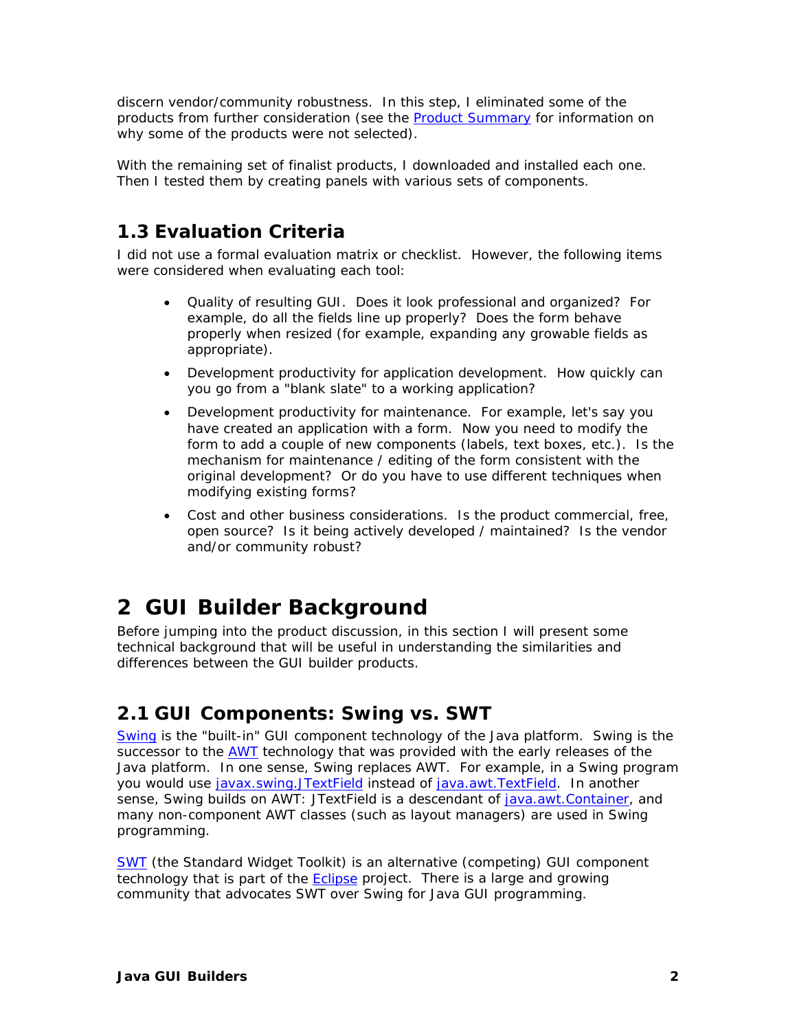discern vendor/community robustness. In this step, I eliminated some of the products from further consideration (see the Product Summary for information on why some of the products were not selected).

With the remaining set of finalist products, I downloaded and installed each one. Then I tested them by creating panels with various sets of components.

## 1.3 Evaluation Criteria

I did not use a formal evaluation matrix or checklist. However, the following items were considered when evaluating each tool:

- Quality of resulting GUI. Does it look professional and organized? For example, do all the fields line up properly? Does the form behave properly when resized (for example, expanding any growable fields as appropriate).
- Development productivity for application development. How quickly can you go from a "blank slate" to a working application?
- Development productivity for maintenance. For example, let's say you have created an application with a form. Now you need to modify the form to add a couple of new components (labels, text boxes, etc.). Is the mechanism for maintenance / editing of the form consistent with the original development? Or do you have to use different techniques when modifying existing forms?
- Cost and other business considerations. Is the product commercial, free, open source? Is it being actively developed / maintained? Is the vendor and/or community robust?

# 2 GUI Builder Background

Before jumping into the product discussion, in this section I will present some technical background that will be useful in understanding the similarities and differences between the GUI builder products.

## 2.1 GUI Components: Swing vs. SWT

Swing is the "built-in" GUI component technology of the Java platform. Swing is the successor to the AWT technology that was provided with the early releases of the Java platform. In one sense, Swing replaces AWT. For example, in a Swing program you would use javax.swing.JTextField instead of java.awt.TextField. In another sense, Swing builds on AWT: JTextField is a descendant of java.awt.Container, and many non-component AWT classes (such as layout managers) are used in Swing programming.

SWT (the Standard Widget Toolkit) is an alternative (competing) GUI component technology that is part of the Eclipse project. There is a large and growing community that advocates SWT over Swing for Java GUI programming.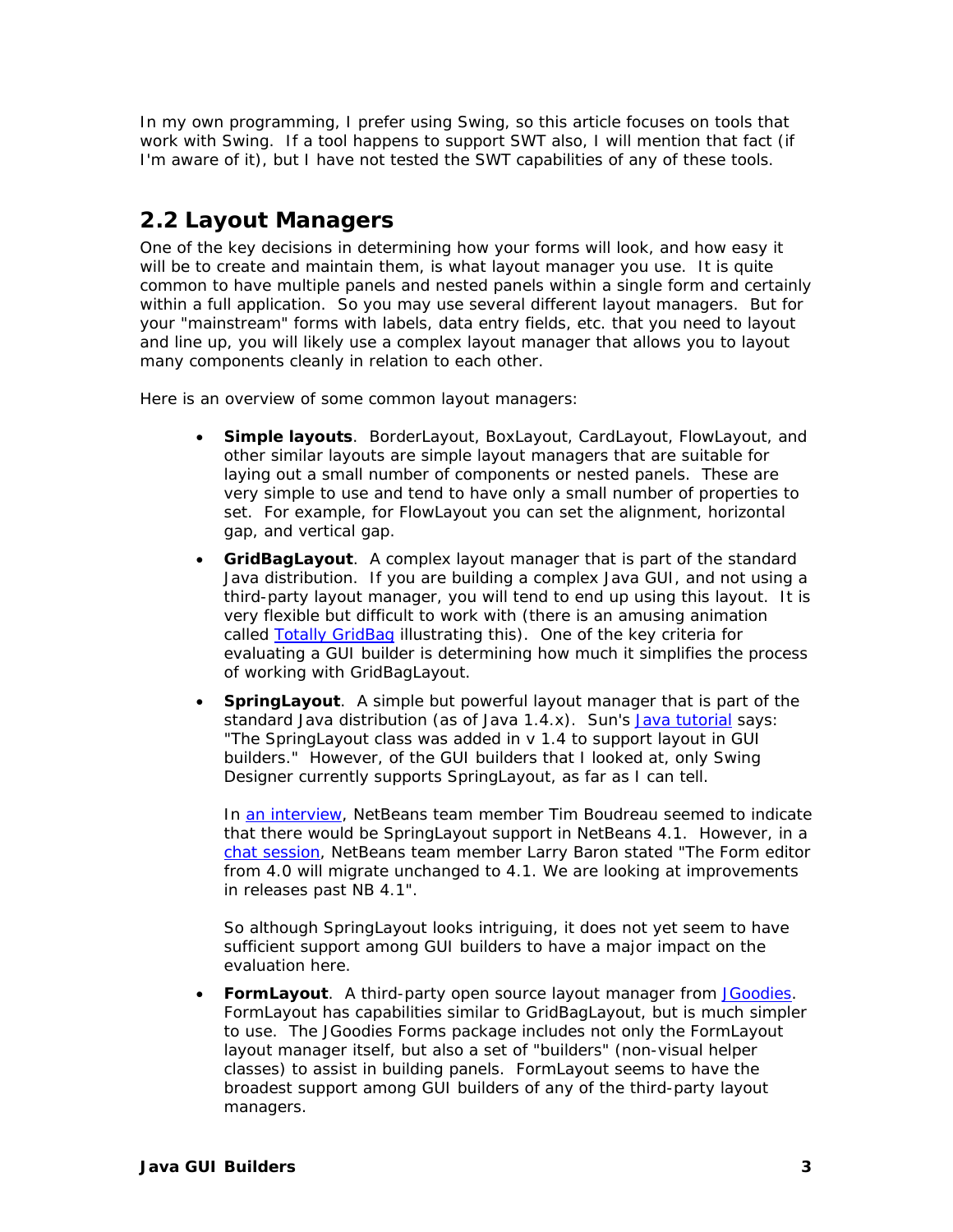In my own programming, I prefer using Swing, so this article focuses on tools that work with Swing. If a tool happens to support SWT also, I will mention that fact (if I'm aware of it), but I have not tested the SWT capabilities of any of these tools.

## 2.2 Layout Managers

One of the key decisions in determining how your forms will look, and how easy it will be to create and maintain them, is what layout manager you use. It is quite common to have multiple panels and nested panels within a single form and certainly within a full application. So you may use several different layout managers. But for your "mainstream" forms with labels, data entry fields, etc. that you need to layout and line up, you will likely use a complex layout manager that allows you to layout many components cleanly in relation to each other.

Here is an overview of some common layout managers:

- **Simple layouts**. BorderLayout, BoxLayout, CardLayout, FlowLayout, and other similar layouts are simple layout managers that are suitable for laying out a small number of components or nested panels. These are very simple to use and tend to have only a small number of properties to set. For example, for FlowLayout you can set the alignment, horizontal gap, and vertical gap.

- **GridBagLayout**. A complex layout manager that is part of the standard Java distribution. If you are building a complex Java GUI, and not using a third-party layout manager, you will tend to end up using this layout. It is very flexible but difficult to work with (there is an amusing animation called Totally GridBag illustrating this). One of the key criteria for evaluating a GUI builder is determining how much it simplifies the process of working with GridBagLayout.

- **SpringLayout**. A simple but powerful layout manager that is part of the standard Java distribution (as of Java 1.4.x). Sun's Java tutorial says: "The SpringLayout class was added in v 1.4 to support layout in GUI builders." However, of the GUI builders that I looked at, only Swing Designer currently supports SpringLayout, as far as I can tell.

  In an interview, NetBeans team member Tim Boudreau seemed to indicate that there would be SpringLayout support in NetBeans 4.1. However, in a chat session, NetBeans team member Larry Baron stated "The Form editor from 4.0 will migrate unchanged to 4.1. We are looking at improvements in releases past NB 4.1".

  So although SpringLayout looks intriguing, it does not yet seem to have sufficient support among GUI builders to have a major impact on the evaluation here.

- **FormLayout**. A third-party open source layout manager from JGoodies. FormLayout has capabilities similar to GridBagLayout, but is much simpler to use. The JGoodies Forms package includes not only the FormLayout layout manager itself, but also a set of "builders" (non-visual helper classes) to assist in building panels. FormLayout seems to have the broadest support among GUI builders of any of the third-party layout managers.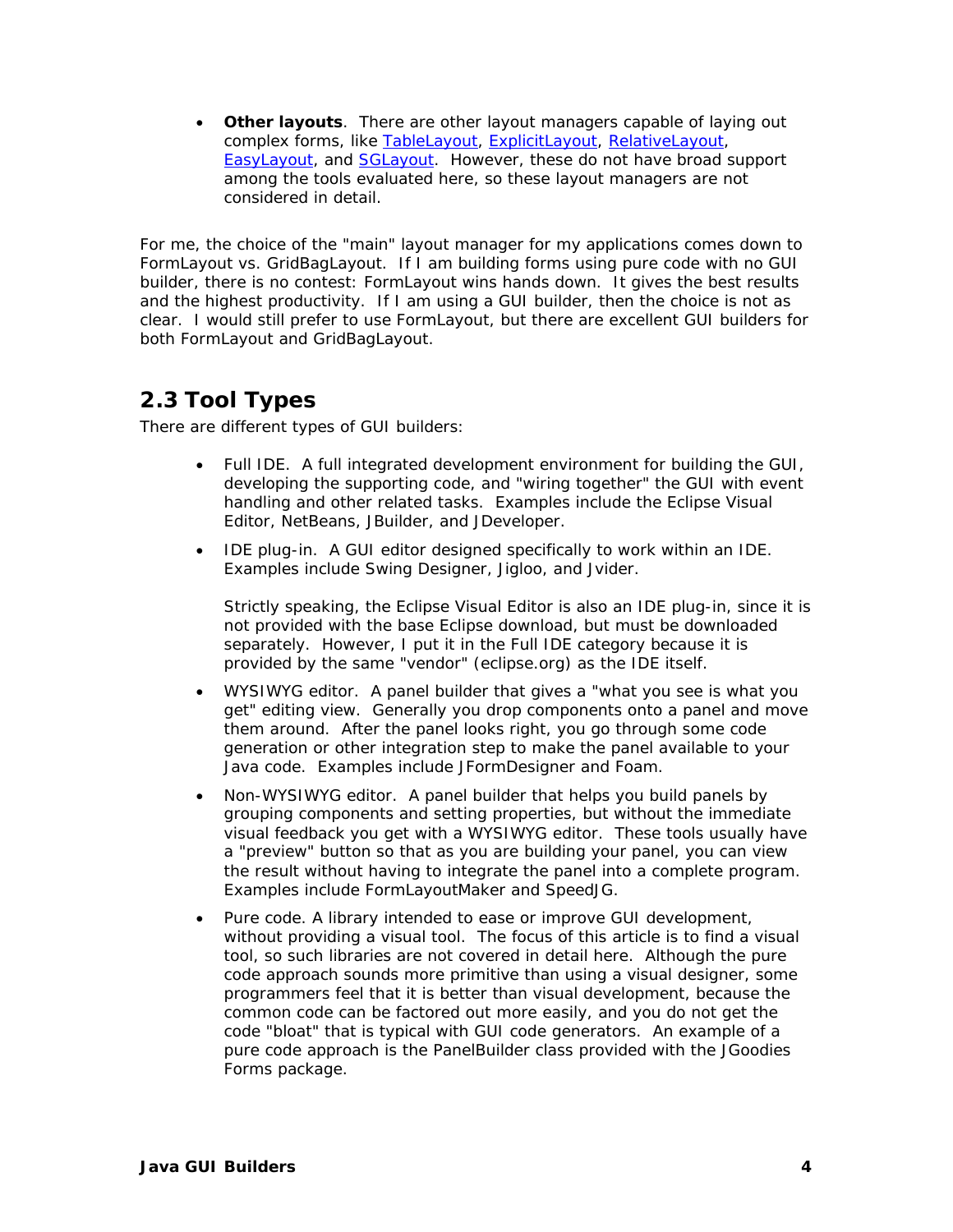- **Other layouts**. There are other layout managers capable of laying out complex forms, like TableLayout, ExplicitLayout, RelativeLayout, EasyLayout, and SGLayout. However, these do not have broad support among the tools evaluated here, so these layout managers are not considered in detail.

For me, the choice of the "main" layout manager for my applications comes down to FormLayout vs. GridBagLayout. If I am building forms using pure code with no GUI builder, there is no contest: FormLayout wins hands down. It gives the best results and the highest productivity. If I am using a GUI builder, then the choice is not as clear. I would still prefer to use FormLayout, but there are excellent GUI builders for both FormLayout and GridBagLayout.

## 2.3 Tool Types

There are different types of GUI builders:

- Full IDE. A full integrated development environment for building the GUI, developing the supporting code, and "wiring together" the GUI with event handling and other related tasks. Examples include the Eclipse Visual Editor, NetBeans, JBuilder, and JDeveloper.

- IDE plug-in. A GUI editor designed specifically to work within an IDE. Examples include Swing Designer, Jigloo, and Jvider.

  Strictly speaking, the Eclipse Visual Editor is also an IDE plug-in, since it is not provided with the base Eclipse download, but must be downloaded separately. However, I put it in the Full IDE category because it is provided by the same "vendor" (eclipse.org) as the IDE itself.

- WYSIWYG editor. A panel builder that gives a "what you see is what you get" editing view. Generally you drop components onto a panel and move them around. After the panel looks right, you go through some code generation or other integration step to make the panel available to your Java code. Examples include JFormDesigner and Foam.

- Non-WYSIWYG editor. A panel builder that helps you build panels by grouping components and setting properties, but without the immediate visual feedback you get with a WYSIWYG editor. These tools usually have a "preview" button so that as you are building your panel, you can view the result without having to integrate the panel into a complete program. Examples include FormLayoutMaker and SpeedJG.

- Pure code. A library intended to ease or improve GUI development, without providing a visual tool. The focus of this article is to find a visual tool, so such libraries are not covered in detail here. Although the pure code approach sounds more primitive than using a visual designer, some programmers feel that it is better than visual development, because the common code can be factored out more easily, and you do not get the code "bloat" that is typical with GUI code generators. An example of a pure code approach is the PanelBuilder class provided with the JGoodies Forms package.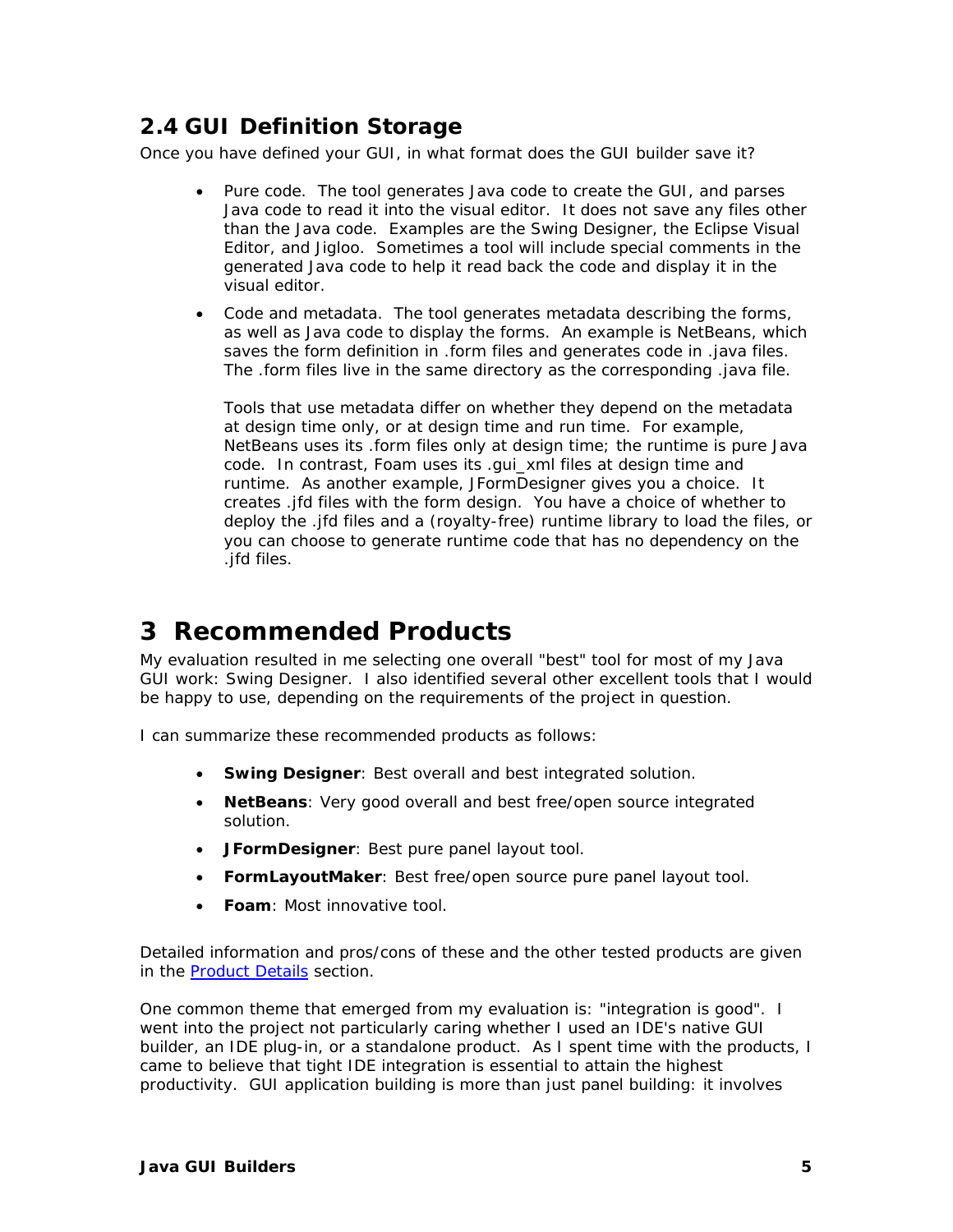## 2.4 GUI Definition Storage

Once you have defined your GUI, in what format does the GUI builder save it?

- Pure code. The tool generates Java code to create the GUI, and parses Java code to read it into the visual editor. It does not save any files other than the Java code. Examples are the Swing Designer, the Eclipse Visual Editor, and Jigloo. Sometimes a tool will include special comments in the generated Java code to help it read back the code and display it in the visual editor.
- Code and metadata. The tool generates metadata describing the forms, as well as Java code to display the forms. An example is NetBeans, which saves the form definition in .form files and generates code in .java files. The .form files live in the same directory as the corresponding .java file.

  Tools that use metadata differ on whether they depend on the metadata at design time only, or at design time and run time. For example, NetBeans uses its .form files only at design time; the runtime is pure Java code. In contrast, Foam uses its .gui_xml files at design time and runtime. As another example, JFormDesigner gives you a choice. It creates .jfd files with the form design. You have a choice of whether to deploy the .jfd files and a (royalty-free) runtime library to load the files, or you can choose to generate runtime code that has no dependency on the .jfd files.

# 3 Recommended Products

My evaluation resulted in me selecting one overall "best" tool for most of my Java GUI work: Swing Designer. I also identified several other excellent tools that I would be happy to use, depending on the requirements of the project in question.

I can summarize these recommended products as follows:

- **Swing Designer**: Best overall and best integrated solution.
- **NetBeans**: Very good overall and best free/open source integrated solution.
- **JFormDesigner**: Best pure panel layout tool.
- **FormLayoutMaker**: Best free/open source pure panel layout tool.
- **Foam**: Most innovative tool.

Detailed information and pros/cons of these and the other tested products are given in the [Product Details](#) section.

One common theme that emerged from my evaluation is: "integration is good". I went into the project not particularly caring whether I used an IDE's native GUI builder, an IDE plug-in, or a standalone product. As I spent time with the products, I came to believe that tight IDE integration is essential to attain the highest productivity. GUI application building is more than just panel building: it involves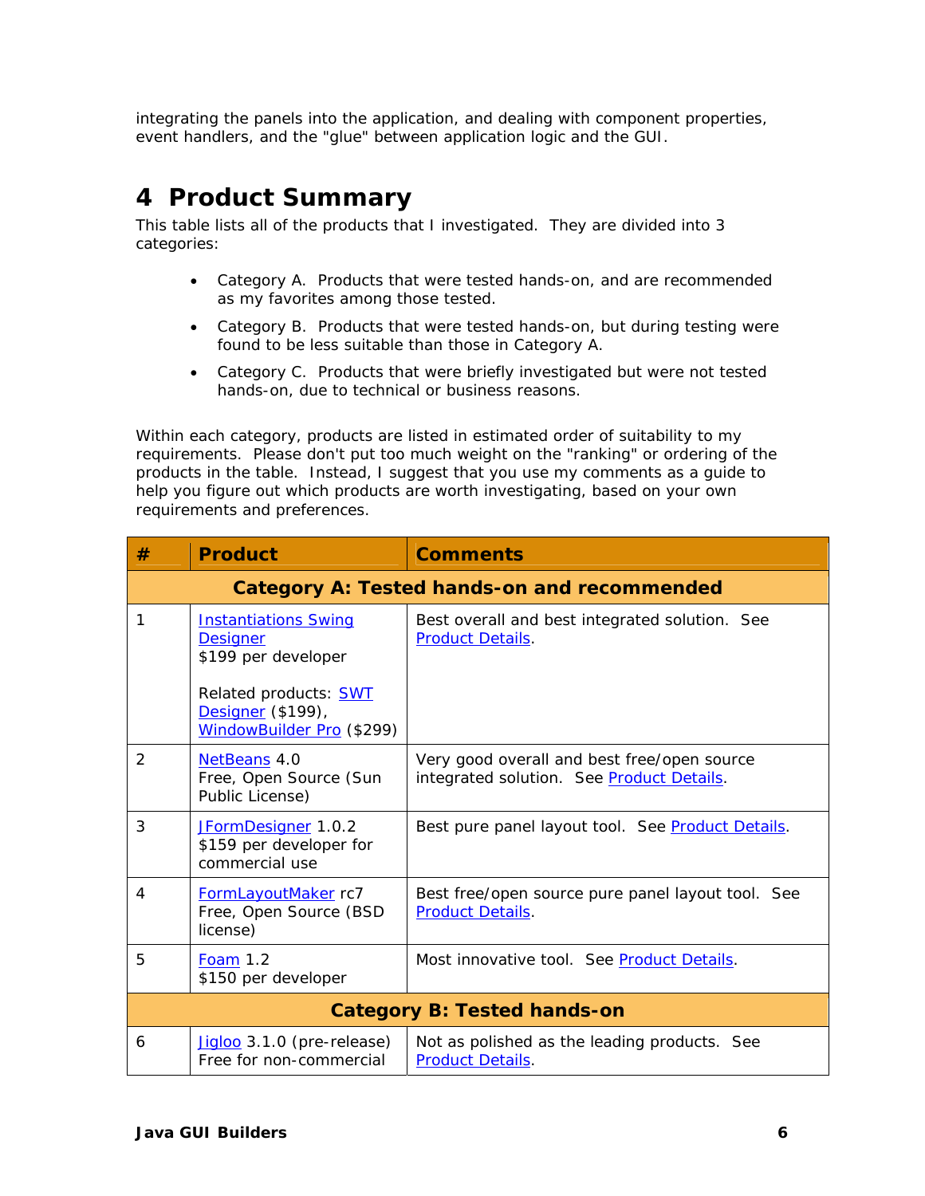integrating the panels into the application, and dealing with component properties, event handlers, and the "glue" between application logic and the GUI.

# 4 Product Summary

This table lists all of the products that I investigated. They are divided into 3 categories:

- Category A. Products that were tested hands-on, and are recommended as my favorites among those tested.
- Category B. Products that were tested hands-on, but during testing were found to be less suitable than those in Category A.
- Category C. Products that were briefly investigated but were not tested hands-on, due to technical or business reasons.

Within each category, products are listed in estimated order of suitability to my requirements. Please don't put too much weight on the "ranking" or ordering of the products in the table. Instead, I suggest that you use my comments as a guide to help you figure out which products are worth investigating, based on your own requirements and preferences.

| # | Product | Comments |
|---|---|---|
| **Category A: Tested hands-on and recommended** | | |
| 1 | Instantiations Swing Designer<br>$199 per developer<br><br>Related products: SWT Designer ($199), WindowBuilder Pro ($299) | Best overall and best integrated solution. See Product Details. |
| 2 | NetBeans 4.0<br>Free, Open Source (Sun Public License) | Very good overall and best free/open source integrated solution. See Product Details. |
| 3 | JFormDesigner 1.0.2<br>$159 per developer for commercial use | Best pure panel layout tool. See Product Details. |
| 4 | FormLayoutMaker rc7<br>Free, Open Source (BSD license) | Best free/open source pure panel layout tool. See Product Details. |
| 5 | Foam 1.2<br>$150 per developer | Most innovative tool. See Product Details. |
| **Category B: Tested hands-on** | | |
| 6 | Jigloo 3.1.0 (pre-release)<br>Free for non-commercial | Not as polished as the leading products. See Product Details. |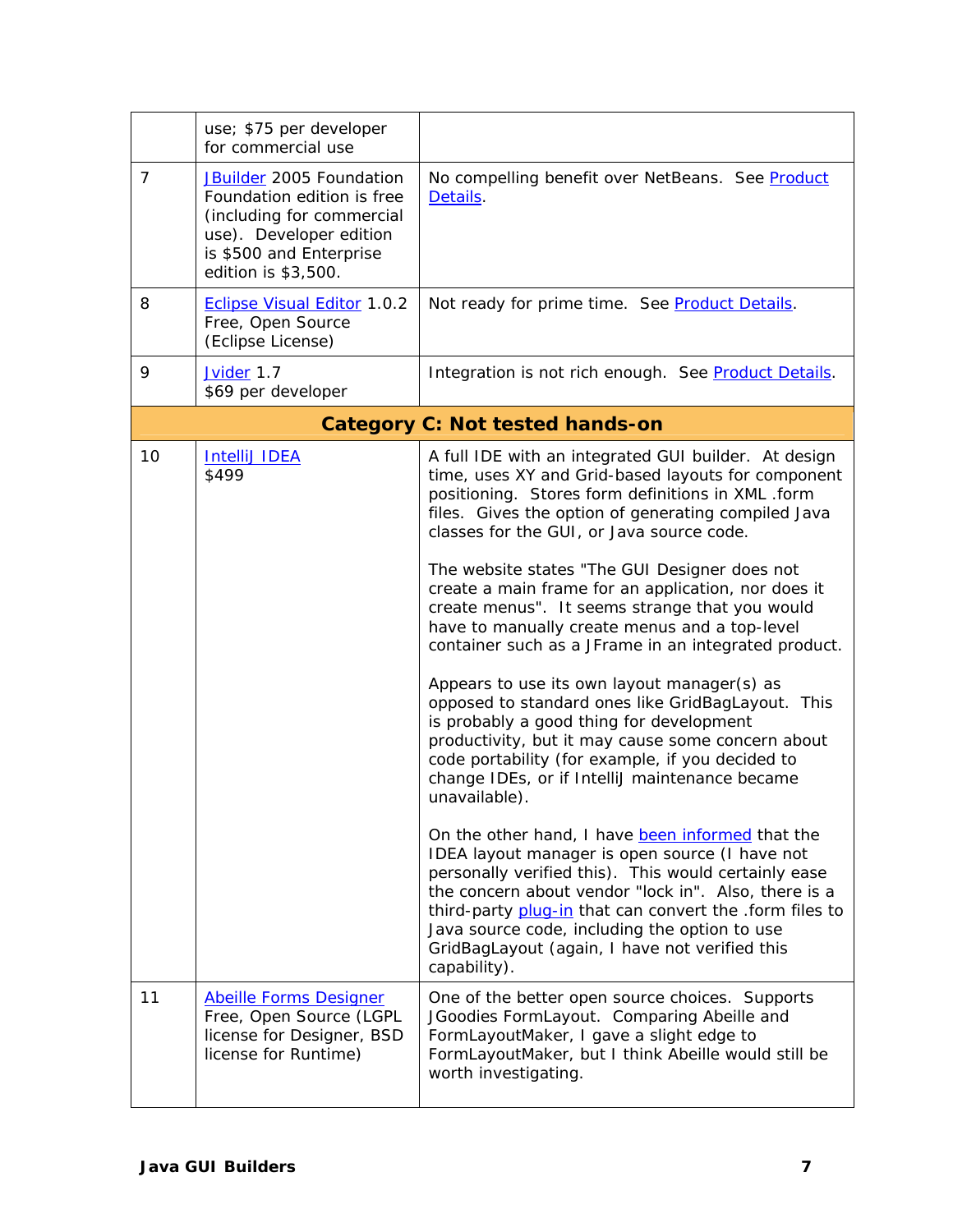| | | |
|---|---|---|
| | use; $75 per developer for commercial use | |
| 7 | JBuilder 2005 Foundation<br>Foundation edition is free (including for commercial use). Developer edition is $500 and Enterprise edition is $3,500. | No compelling benefit over NetBeans. See Product Details. |
| 8 | Eclipse Visual Editor 1.0.2<br>Free, Open Source (Eclipse License) | Not ready for prime time. See Product Details. |
| 9 | Jvider 1.7<br>$69 per developer | Integration is not rich enough. See Product Details. |
| | **Category C: Not tested hands-on** | |
| 10 | IntelliJ IDEA<br>$499 | A full IDE with an integrated GUI builder. At design time, uses XY and Grid-based layouts for component positioning. Stores form definitions in XML .form files. Gives the option of generating compiled Java classes for the GUI, or Java source code.<br><br>The website states "The GUI Designer does not create a main frame for an application, nor does it create menus". It seems strange that you would have to manually create menus and a top-level container such as a JFrame in an integrated product.<br><br>Appears to use its own layout manager(s) as opposed to standard ones like GridBagLayout. This is probably a good thing for development productivity, but it may cause some concern about code portability (for example, if you decided to change IDEs, or if IntelliJ maintenance became unavailable).<br><br>On the other hand, I have been informed that the IDEA layout manager is open source (I have not personally verified this). This would certainly ease the concern about vendor "lock in". Also, there is a third-party plug-in that can convert the .form files to Java source code, including the option to use GridBagLayout (again, I have not verified this capability). |
| 11 | Abeille Forms Designer<br>Free, Open Source (LGPL license for Designer, BSD license for Runtime) | One of the better open source choices. Supports JGoodies FormLayout. Comparing Abeille and FormLayoutMaker, I gave a slight edge to FormLayoutMaker, but I think Abeille would still be worth investigating. |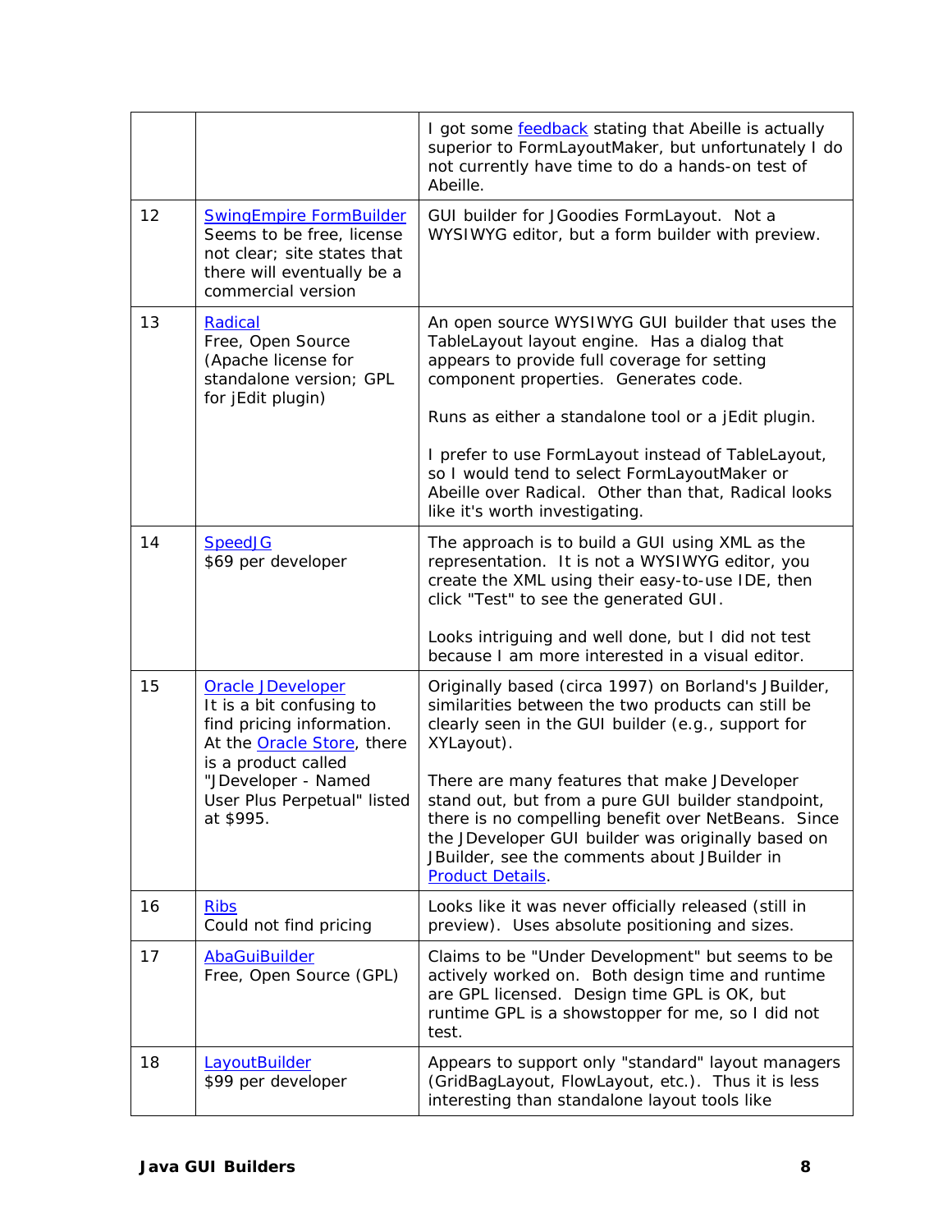| | | |
|---|---|---|
| | | I got some feedback stating that Abeille is actually superior to FormLayoutMaker, but unfortunately I do not currently have time to do a hands-on test of Abeille. |
| 12 | SwingEmpire FormBuilder<br>Seems to be free, license not clear; site states that there will eventually be a commercial version | GUI builder for JGoodies FormLayout. Not a WYSIWYG editor, but a form builder with preview. |
| 13 | Radical<br>Free, Open Source (Apache license for standalone version; GPL for jEdit plugin) | An open source WYSIWYG GUI builder that uses the TableLayout layout engine. Has a dialog that appears to provide full coverage for setting component properties. Generates code.<br><br>Runs as either a standalone tool or a jEdit plugin.<br><br>I prefer to use FormLayout instead of TableLayout, so I would tend to select FormLayoutMaker or Abeille over Radical. Other than that, Radical looks like it's worth investigating. |
| 14 | SpeedJG<br>$69 per developer | The approach is to build a GUI using XML as the representation. It is not a WYSIWYG editor, you create the XML using their easy-to-use IDE, then click "Test" to see the generated GUI.<br><br>Looks intriguing and well done, but I did not test because I am more interested in a visual editor. |
| 15 | Oracle JDeveloper<br>It is a bit confusing to find pricing information. At the Oracle Store, there is a product called "JDeveloper - Named User Plus Perpetual" listed at $995. | Originally based (circa 1997) on Borland's JBuilder, similarities between the two products can still be clearly seen in the GUI builder (e.g., support for XYLayout).<br><br>There are many features that make JDeveloper stand out, but from a pure GUI builder standpoint, there is no compelling benefit over NetBeans. Since the JDeveloper GUI builder was originally based on JBuilder, see the comments about JBuilder in Product Details. |
| 16 | Ribs<br>Could not find pricing | Looks like it was never officially released (still in preview). Uses absolute positioning and sizes. |
| 17 | AbaGuiBuilder<br>Free, Open Source (GPL) | Claims to be "Under Development" but seems to be actively worked on. Both design time and runtime are GPL licensed. Design time GPL is OK, but runtime GPL is a showstopper for me, so I did not test. |
| 18 | LayoutBuilder<br>$99 per developer | Appears to support only "standard" layout managers (GridBagLayout, FlowLayout, etc.). Thus it is less interesting than standalone layout tools like |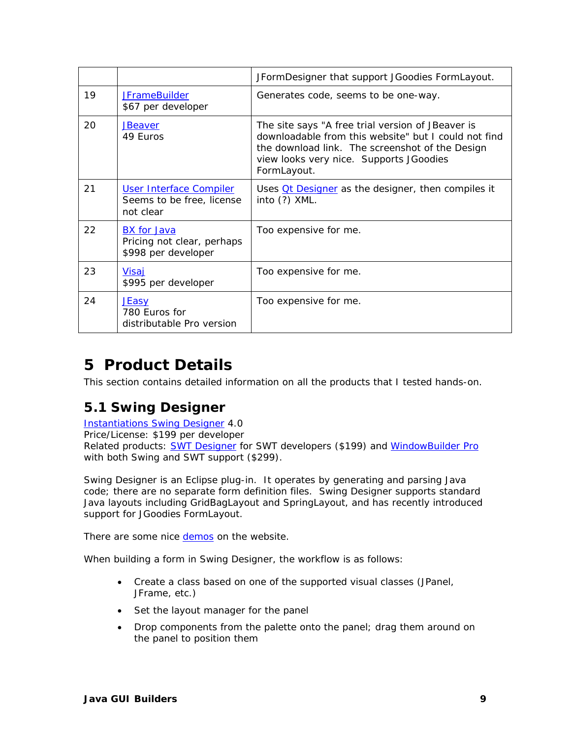| | | |
|---|---|---|
| | | JFormDesigner that support JGoodies FormLayout. |
| 19 | JFrameBuilder<br>$67 per developer | Generates code, seems to be one-way. |
| 20 | JBeaver<br>49 Euros | The site says "A free trial version of JBeaver is downloadable from this website" but I could not find the download link. The screenshot of the Design view looks very nice. Supports JGoodies FormLayout. |
| 21 | User Interface Compiler<br>Seems to be free, license not clear | Uses Qt Designer as the designer, then compiles it into (?) XML. |
| 22 | BX for Java<br>Pricing not clear, perhaps $998 per developer | Too expensive for me. |
| 23 | Visaj<br>$995 per developer | Too expensive for me. |
| 24 | JEasy<br>780 Euros for distributable Pro version | Too expensive for me. |

# 5 Product Details

This section contains detailed information on all the products that I tested hands-on.

## 5.1 Swing Designer

Instantiations Swing Designer 4.0
Price/License: $199 per developer
Related products: SWT Designer for SWT developers ($199) and WindowBuilder Pro with both Swing and SWT support ($299).

Swing Designer is an Eclipse plug-in. It operates by generating and parsing Java code; there are no separate form definition files. Swing Designer supports standard Java layouts including GridBagLayout and SpringLayout, and has recently introduced support for JGoodies FormLayout.

There are some nice demos on the website.

When building a form in Swing Designer, the workflow is as follows:

- Create a class based on one of the supported visual classes (JPanel, JFrame, etc.)
- Set the layout manager for the panel
- Drop components from the palette onto the panel; drag them around on the panel to position them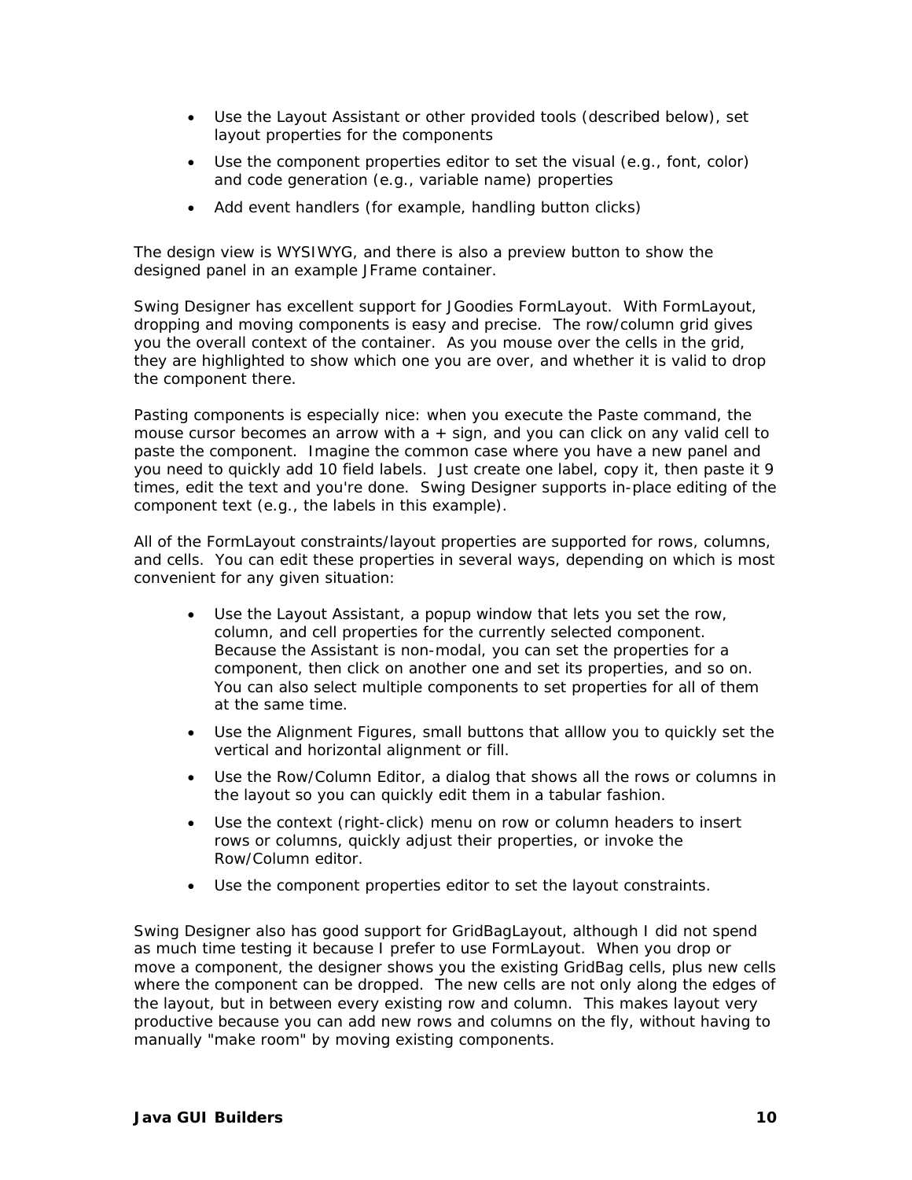- Use the Layout Assistant or other provided tools (described below), set layout properties for the components
- Use the component properties editor to set the visual (e.g., font, color) and code generation (e.g., variable name) properties
- Add event handlers (for example, handling button clicks)

The design view is WYSIWYG, and there is also a preview button to show the designed panel in an example JFrame container.

Swing Designer has excellent support for JGoodies FormLayout. With FormLayout, dropping and moving components is easy and precise. The row/column grid gives you the overall context of the container. As you mouse over the cells in the grid, they are highlighted to show which one you are over, and whether it is valid to drop the component there.

Pasting components is especially nice: when you execute the Paste command, the mouse cursor becomes an arrow with a + sign, and you can click on any valid cell to paste the component. Imagine the common case where you have a new panel and you need to quickly add 10 field labels. Just create one label, copy it, then paste it 9 times, edit the text and you're done. Swing Designer supports in-place editing of the component text (e.g., the labels in this example).

All of the FormLayout constraints/layout properties are supported for rows, columns, and cells. You can edit these properties in several ways, depending on which is most convenient for any given situation:

- Use the Layout Assistant, a popup window that lets you set the row, column, and cell properties for the currently selected component. Because the Assistant is non-modal, you can set the properties for a component, then click on another one and set its properties, and so on. You can also select multiple components to set properties for all of them at the same time.
- Use the Alignment Figures, small buttons that alllow you to quickly set the vertical and horizontal alignment or fill.
- Use the Row/Column Editor, a dialog that shows all the rows or columns in the layout so you can quickly edit them in a tabular fashion.
- Use the context (right-click) menu on row or column headers to insert rows or columns, quickly adjust their properties, or invoke the Row/Column editor.
- Use the component properties editor to set the layout constraints.

Swing Designer also has good support for GridBagLayout, although I did not spend as much time testing it because I prefer to use FormLayout. When you drop or move a component, the designer shows you the existing GridBag cells, plus new cells where the component can be dropped. The new cells are not only along the edges of the layout, but in between every existing row and column. This makes layout very productive because you can add new rows and columns on the fly, without having to manually "make room" by moving existing components.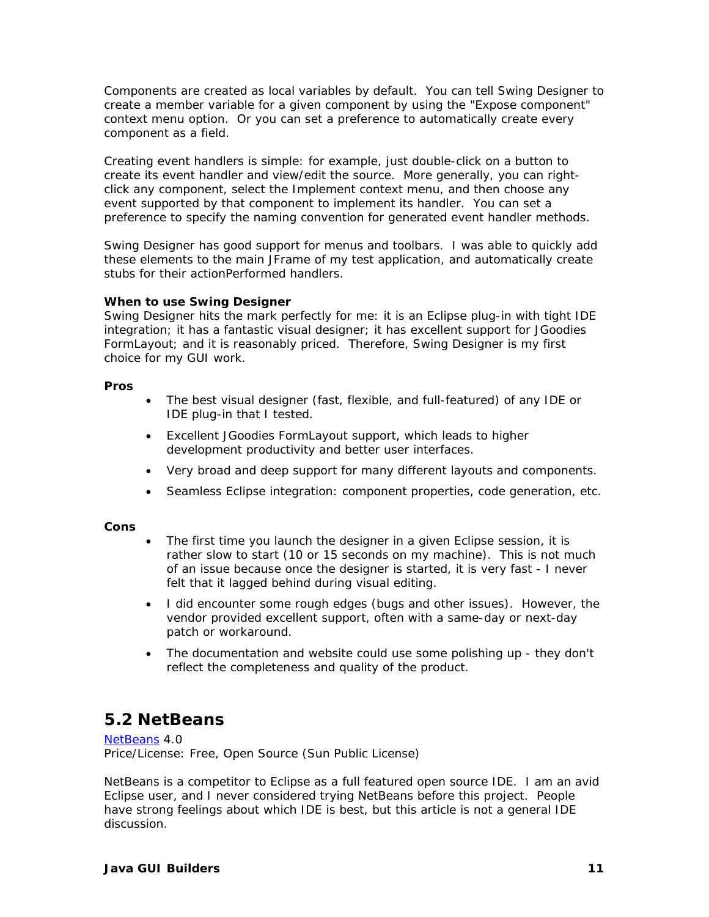Components are created as local variables by default. You can tell Swing Designer to create a member variable for a given component by using the "Expose component" context menu option. Or you can set a preference to automatically create every component as a field.

Creating event handlers is simple: for example, just double-click on a button to create its event handler and view/edit the source. More generally, you can right-click any component, select the Implement context menu, and then choose any event supported by that component to implement its handler. You can set a preference to specify the naming convention for generated event handler methods.

Swing Designer has good support for menus and toolbars. I was able to quickly add these elements to the main JFrame of my test application, and automatically create stubs for their actionPerformed handlers.

**When to use Swing Designer**

Swing Designer hits the mark perfectly for me: it is an Eclipse plug-in with tight IDE integration; it has a fantastic visual designer; it has excellent support for JGoodies FormLayout; and it is reasonably priced. Therefore, Swing Designer is my first choice for my GUI work.

**Pros**

- The best visual designer (fast, flexible, and full-featured) of any IDE or IDE plug-in that I tested.
- Excellent JGoodies FormLayout support, which leads to higher development productivity and better user interfaces.
- Very broad and deep support for many different layouts and components.
- Seamless Eclipse integration: component properties, code generation, etc.

**Cons**

- The first time you launch the designer in a given Eclipse session, it is rather slow to start (10 or 15 seconds on my machine). This is not much of an issue because once the designer is started, it is very fast - I never felt that it lagged behind during visual editing.
- I did encounter some rough edges (bugs and other issues). However, the vendor provided excellent support, often with a same-day or next-day patch or workaround.
- The documentation and website could use some polishing up - they don't reflect the completeness and quality of the product.

## 5.2 NetBeans

NetBeans 4.0
Price/License: Free, Open Source (Sun Public License)

NetBeans is a competitor to Eclipse as a full featured open source IDE. I am an avid Eclipse user, and I never considered trying NetBeans before this project. People have strong feelings about which IDE is best, but this article is not a general IDE discussion.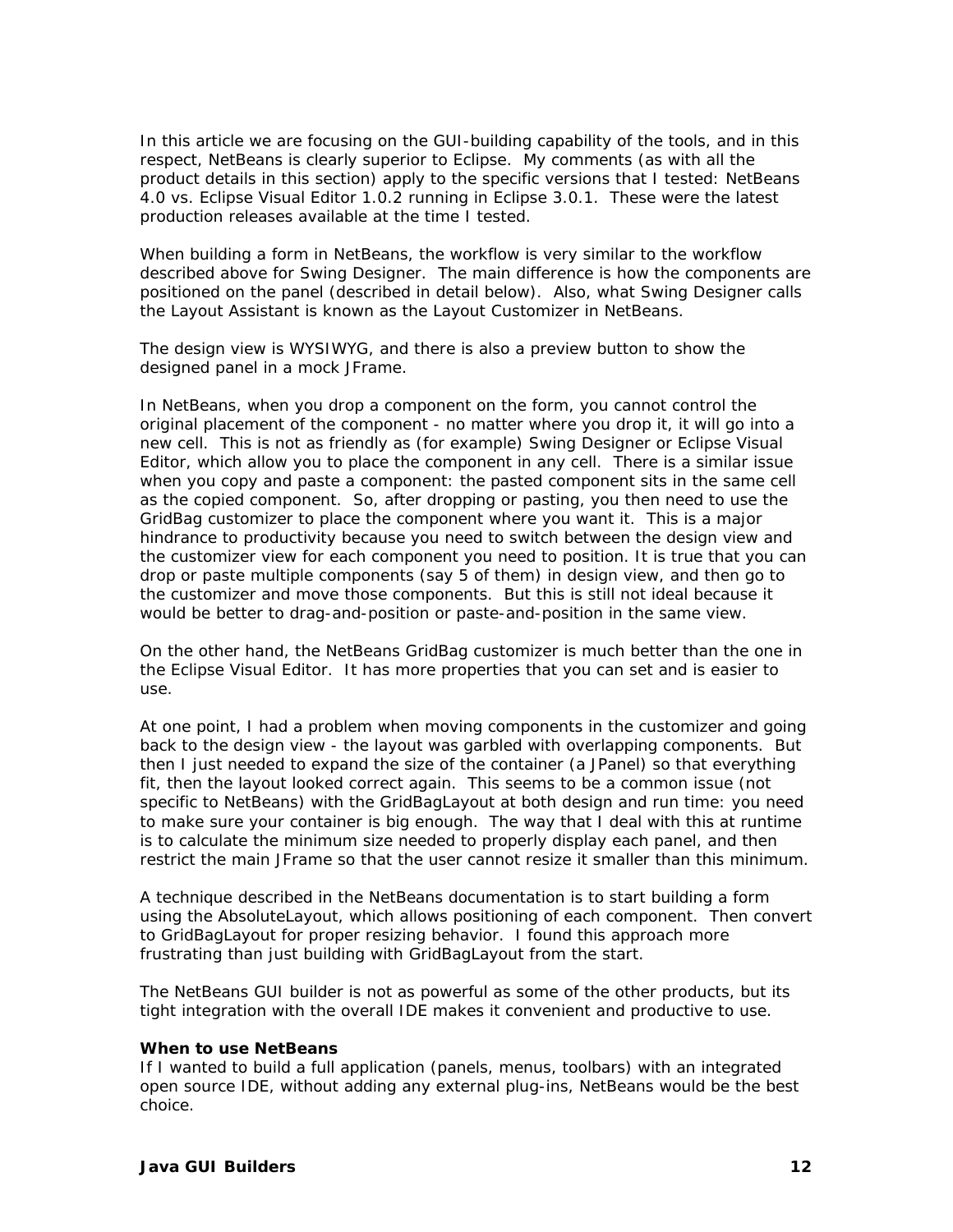In this article we are focusing on the GUI-building capability of the tools, and in this respect, NetBeans is clearly superior to Eclipse. My comments (as with all the product details in this section) apply to the specific versions that I tested: NetBeans 4.0 vs. Eclipse Visual Editor 1.0.2 running in Eclipse 3.0.1. These were the latest production releases available at the time I tested.

When building a form in NetBeans, the workflow is very similar to the workflow described above for Swing Designer. The main difference is how the components are positioned on the panel (described in detail below). Also, what Swing Designer calls the Layout Assistant is known as the Layout Customizer in NetBeans.

The design view is WYSIWYG, and there is also a preview button to show the designed panel in a mock JFrame.

In NetBeans, when you drop a component on the form, you cannot control the original placement of the component - no matter where you drop it, it will go into a new cell. This is not as friendly as (for example) Swing Designer or Eclipse Visual Editor, which allow you to place the component in any cell. There is a similar issue when you copy and paste a component: the pasted component sits in the same cell as the copied component. So, after dropping or pasting, you then need to use the GridBag customizer to place the component where you want it. This is a major hindrance to productivity because you need to switch between the design view and the customizer view for each component you need to position. It is true that you can drop or paste multiple components (say 5 of them) in design view, and then go to the customizer and move those components. But this is still not ideal because it would be better to drag-and-position or paste-and-position in the same view.

On the other hand, the NetBeans GridBag customizer is much better than the one in the Eclipse Visual Editor. It has more properties that you can set and is easier to use.

At one point, I had a problem when moving components in the customizer and going back to the design view - the layout was garbled with overlapping components. But then I just needed to expand the size of the container (a JPanel) so that everything fit, then the layout looked correct again. This seems to be a common issue (not specific to NetBeans) with the GridBagLayout at both design and run time: you need to make sure your container is big enough. The way that I deal with this at runtime is to calculate the minimum size needed to properly display each panel, and then restrict the main JFrame so that the user cannot resize it smaller than this minimum.

A technique described in the NetBeans documentation is to start building a form using the AbsoluteLayout, which allows positioning of each component. Then convert to GridBagLayout for proper resizing behavior. I found this approach more frustrating than just building with GridBagLayout from the start.

The NetBeans GUI builder is not as powerful as some of the other products, but its tight integration with the overall IDE makes it convenient and productive to use.

**When to use NetBeans**

If I wanted to build a full application (panels, menus, toolbars) with an integrated open source IDE, without adding any external plug-ins, NetBeans would be the best choice.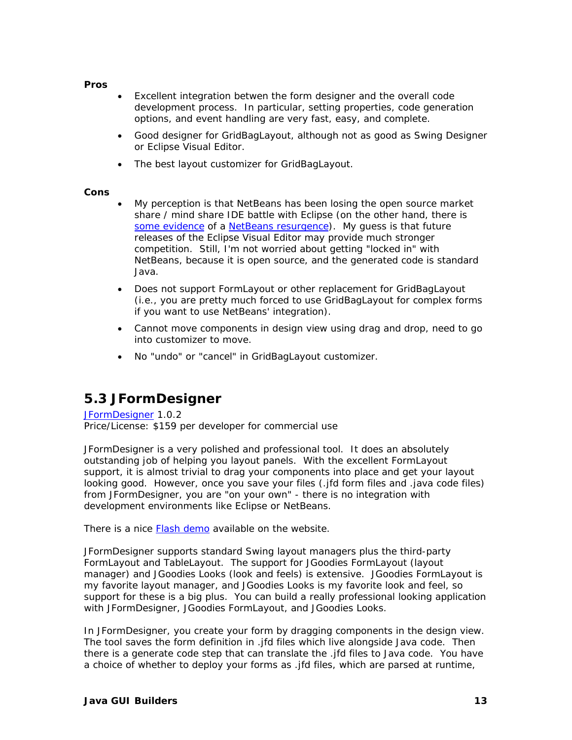**Pros**

- Excellent integration betwen the form designer and the overall code development process. In particular, setting properties, code generation options, and event handling are very fast, easy, and complete.
- Good designer for GridBagLayout, although not as good as Swing Designer or Eclipse Visual Editor.
- The best layout customizer for GridBagLayout.

**Cons**

- My perception is that NetBeans has been losing the open source market share / mind share IDE battle with Eclipse (on the other hand, there is some evidence of a NetBeans resurgence). My guess is that future releases of the Eclipse Visual Editor may provide much stronger competition. Still, I'm not worried about getting "locked in" with NetBeans, because it is open source, and the generated code is standard Java.
- Does not support FormLayout or other replacement for GridBagLayout (i.e., you are pretty much forced to use GridBagLayout for complex forms if you want to use NetBeans' integration).
- Cannot move components in design view using drag and drop, need to go into customizer to move.
- No "undo" or "cancel" in GridBagLayout customizer.

## 5.3 JFormDesigner

JFormDesigner 1.0.2
Price/License: $159 per developer for commercial use

JFormDesigner is a very polished and professional tool. It does an absolutely outstanding job of helping you layout panels. With the excellent FormLayout support, it is almost trivial to drag your components into place and get your layout looking good. However, once you save your files (.jfd form files and .java code files) from JFormDesigner, you are "on your own" - there is no integration with development environments like Eclipse or NetBeans.

There is a nice Flash demo available on the website.

JFormDesigner supports standard Swing layout managers plus the third-party FormLayout and TableLayout. The support for JGoodies FormLayout (layout manager) and JGoodies Looks (look and feels) is extensive. JGoodies FormLayout is my favorite layout manager, and JGoodies Looks is my favorite look and feel, so support for these is a big plus. You can build a really professional looking application with JFormDesigner, JGoodies FormLayout, and JGoodies Looks.

In JFormDesigner, you create your form by dragging components in the design view. The tool saves the form definition in .jfd files which live alongside Java code. Then there is a generate code step that can translate the .jfd files to Java code. You have a choice of whether to deploy your forms as .jfd files, which are parsed at runtime,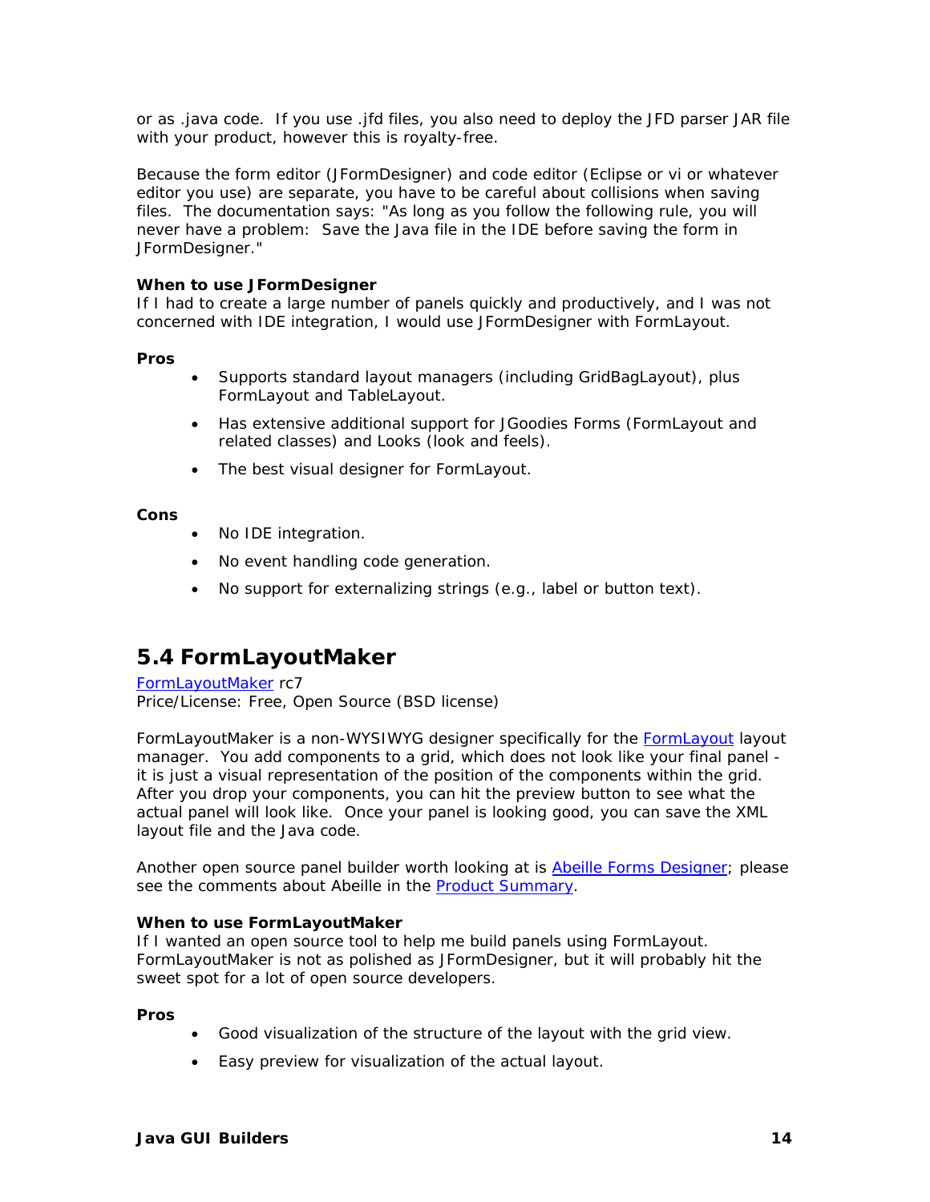or as .java code. If you use .jfd files, you also need to deploy the JFD parser JAR file with your product, however this is royalty-free.

Because the form editor (JFormDesigner) and code editor (Eclipse or vi or whatever editor you use) are separate, you have to be careful about collisions when saving files. The documentation says: "As long as you follow the following rule, you will never have a problem: Save the Java file in the IDE before saving the form in JFormDesigner."

**When to use JFormDesigner**
If I had to create a large number of panels quickly and productively, and I was not concerned with IDE integration, I would use JFormDesigner with FormLayout.

**Pros**

- Supports standard layout managers (including GridBagLayout), plus FormLayout and TableLayout.
- Has extensive additional support for JGoodies Forms (FormLayout and related classes) and Looks (look and feels).
- The best visual designer for FormLayout.

**Cons**

- No IDE integration.
- No event handling code generation.
- No support for externalizing strings (e.g., label or button text).

## 5.4 FormLayoutMaker

FormLayoutMaker rc7
Price/License: Free, Open Source (BSD license)

FormLayoutMaker is a non-WYSIWYG designer specifically for the FormLayout layout manager. You add components to a grid, which does not look like your final panel - it is just a visual representation of the position of the components within the grid. After you drop your components, you can hit the preview button to see what the actual panel will look like. Once your panel is looking good, you can save the XML layout file and the Java code.

Another open source panel builder worth looking at is Abeille Forms Designer; please see the comments about Abeille in the Product Summary.

**When to use FormLayoutMaker**
If I wanted an open source tool to help me build panels using FormLayout. FormLayoutMaker is not as polished as JFormDesigner, but it will probably hit the sweet spot for a lot of open source developers.

**Pros**

- Good visualization of the structure of the layout with the grid view.
- Easy preview for visualization of the actual layout.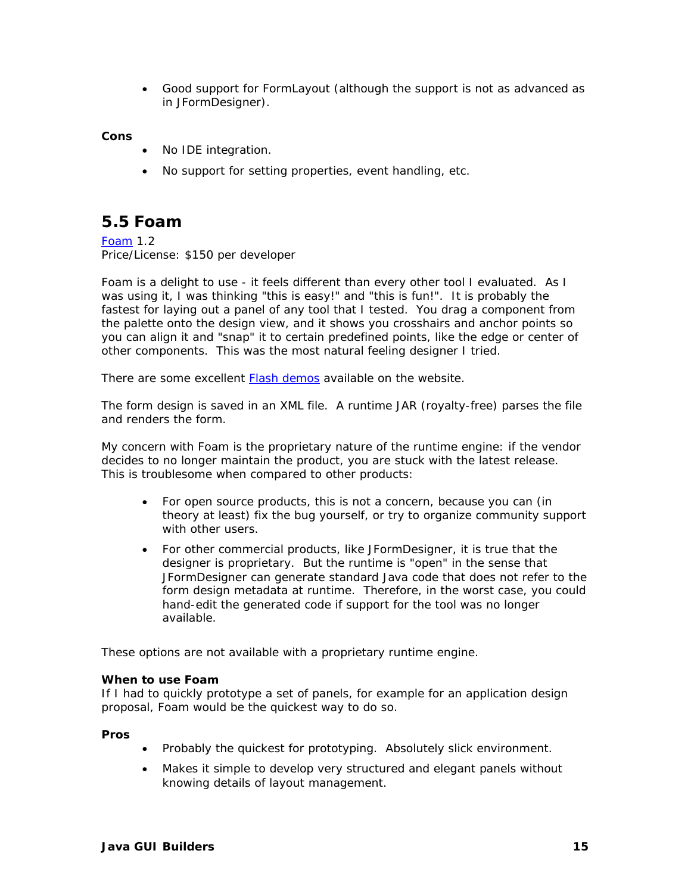- Good support for FormLayout (although the support is not as advanced as in JFormDesigner).

**Cons**

- No IDE integration.
- No support for setting properties, event handling, etc.

## 5.5 Foam

[Foam](Foam) 1.2
Price/License: $150 per developer

Foam is a delight to use - it feels different than every other tool I evaluated. As I was using it, I was thinking "this is easy!" and "this is fun!". It is probably the fastest for laying out a panel of any tool that I tested. You drag a component from the palette onto the design view, and it shows you crosshairs and anchor points so you can align it and "snap" it to certain predefined points, like the edge or center of other components. This was the most natural feeling designer I tried.

There are some excellent Flash demos available on the website.

The form design is saved in an XML file. A runtime JAR (royalty-free) parses the file and renders the form.

My concern with Foam is the proprietary nature of the runtime engine: if the vendor decides to no longer maintain the product, you are stuck with the latest release. This is troublesome when compared to other products:

- For open source products, this is not a concern, because you can (in theory at least) fix the bug yourself, or try to organize community support with other users.
- For other commercial products, like JFormDesigner, it is true that the designer is proprietary. But the runtime is "open" in the sense that JFormDesigner can generate standard Java code that does not refer to the form design metadata at runtime. Therefore, in the worst case, you could hand-edit the generated code if support for the tool was no longer available.

These options are not available with a proprietary runtime engine.

**When to use Foam**
If I had to quickly prototype a set of panels, for example for an application design proposal, Foam would be the quickest way to do so.

**Pros**

- Probably the quickest for prototyping. Absolutely slick environment.
- Makes it simple to develop very structured and elegant panels without knowing details of layout management.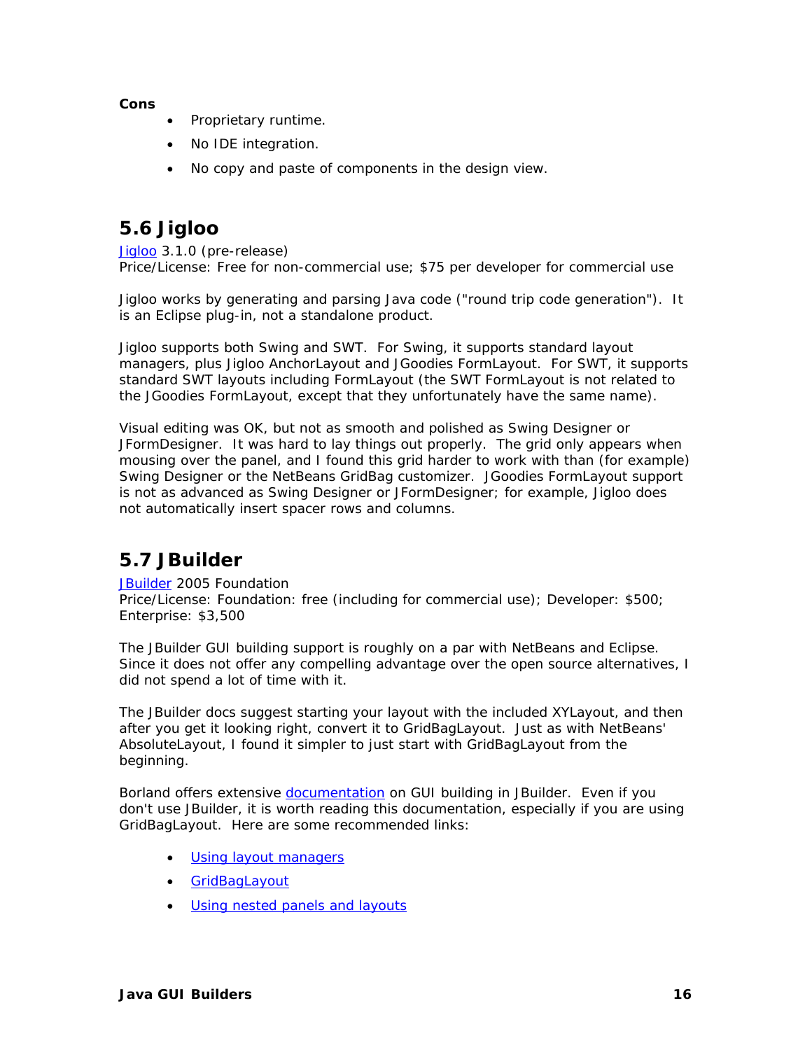**Cons**

- Proprietary runtime.
- No IDE integration.
- No copy and paste of components in the design view.

## 5.6 Jigloo

Jigloo 3.1.0 (pre-release)
Price/License: Free for non-commercial use; $75 per developer for commercial use

Jigloo works by generating and parsing Java code ("round trip code generation"). It is an Eclipse plug-in, not a standalone product.

Jigloo supports both Swing and SWT. For Swing, it supports standard layout managers, plus Jigloo AnchorLayout and JGoodies FormLayout. For SWT, it supports standard SWT layouts including FormLayout (the SWT FormLayout is not related to the JGoodies FormLayout, except that they unfortunately have the same name).

Visual editing was OK, but not as smooth and polished as Swing Designer or JFormDesigner. It was hard to lay things out properly. The grid only appears when mousing over the panel, and I found this grid harder to work with than (for example) Swing Designer or the NetBeans GridBag customizer. JGoodies FormLayout support is not as advanced as Swing Designer or JFormDesigner; for example, Jigloo does not automatically insert spacer rows and columns.

## 5.7 JBuilder

JBuilder 2005 Foundation
Price/License: Foundation: free (including for commercial use); Developer: $500; Enterprise: $3,500

The JBuilder GUI building support is roughly on a par with NetBeans and Eclipse. Since it does not offer any compelling advantage over the open source alternatives, I did not spend a lot of time with it.

The JBuilder docs suggest starting your layout with the included XYLayout, and then after you get it looking right, convert it to GridBagLayout. Just as with NetBeans' AbsoluteLayout, I found it simpler to just start with GridBagLayout from the beginning.

Borland offers extensive documentation on GUI building in JBuilder. Even if you don't use JBuilder, it is worth reading this documentation, especially if you are using GridBagLayout. Here are some recommended links:

- Using layout managers
- GridBagLayout
- Using nested panels and layouts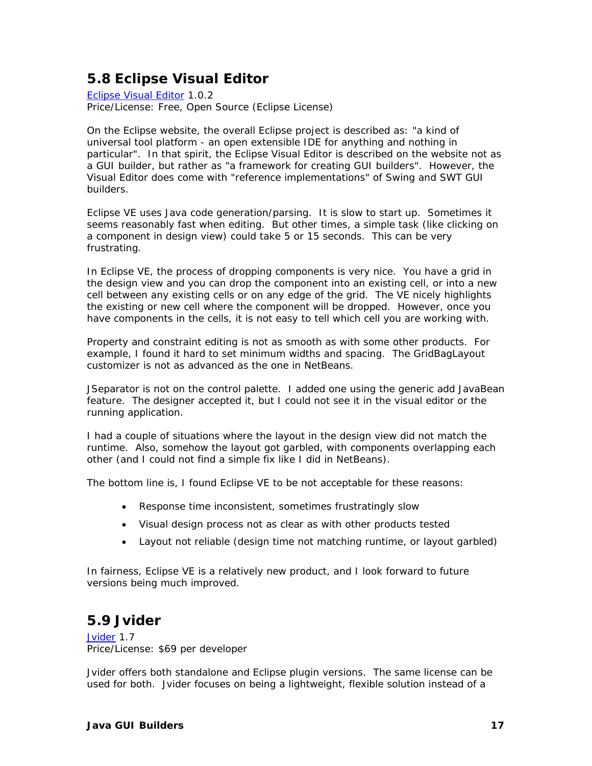## 5.8 Eclipse Visual Editor

[Eclipse Visual Editor] 1.0.2
Price/License: Free, Open Source (Eclipse License)

On the Eclipse website, the overall Eclipse project is described as: "a kind of universal tool platform - an open extensible IDE for anything and nothing in particular". In that spirit, the Eclipse Visual Editor is described on the website not as a GUI builder, but rather as "a framework for creating GUI builders". However, the Visual Editor does come with "reference implementations" of Swing and SWT GUI builders.

Eclipse VE uses Java code generation/parsing. It is slow to start up. Sometimes it seems reasonably fast when editing. But other times, a simple task (like clicking on a component in design view) could take 5 or 15 seconds. This can be very frustrating.

In Eclipse VE, the process of dropping components is very nice. You have a grid in the design view and you can drop the component into an existing cell, or into a new cell between any existing cells or on any edge of the grid. The VE nicely highlights the existing or new cell where the component will be dropped. However, once you have components in the cells, it is not easy to tell which cell you are working with.

Property and constraint editing is not as smooth as with some other products. For example, I found it hard to set minimum widths and spacing. The GridBagLayout customizer is not as advanced as the one in NetBeans.

JSeparator is not on the control palette. I added one using the generic add JavaBean feature. The designer accepted it, but I could not see it in the visual editor or the running application.

I had a couple of situations where the layout in the design view did not match the runtime. Also, somehow the layout got garbled, with components overlapping each other (and I could not find a simple fix like I did in NetBeans).

The bottom line is, I found Eclipse VE to be not acceptable for these reasons:

- Response time inconsistent, sometimes frustratingly slow
- Visual design process not as clear as with other products tested
- Layout not reliable (design time not matching runtime, or layout garbled)

In fairness, Eclipse VE is a relatively new product, and I look forward to future versions being much improved.

## 5.9 Jvider

[Jvider] 1.7
Price/License: $69 per developer

Jvider offers both standalone and Eclipse plugin versions. The same license can be used for both. Jvider focuses on being a lightweight, flexible solution instead of a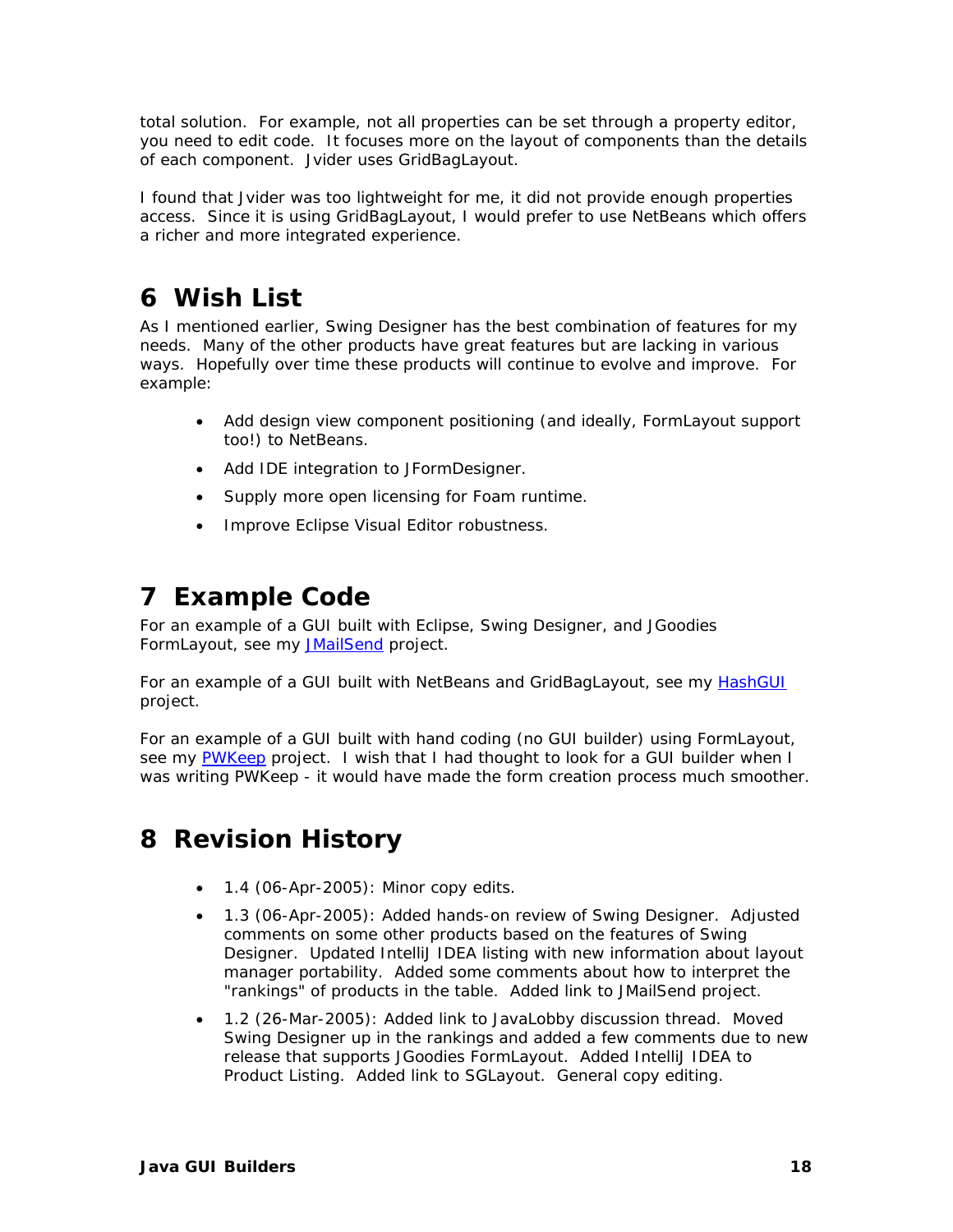total solution. For example, not all properties can be set through a property editor, you need to edit code. It focuses more on the layout of components than the details of each component. Jvider uses GridBagLayout.

I found that Jvider was too lightweight for me, it did not provide enough properties access. Since it is using GridBagLayout, I would prefer to use NetBeans which offers a richer and more integrated experience.

# 6 Wish List

As I mentioned earlier, Swing Designer has the best combination of features for my needs. Many of the other products have great features but are lacking in various ways. Hopefully over time these products will continue to evolve and improve. For example:

- Add design view component positioning (and ideally, FormLayout support too!) to NetBeans.
- Add IDE integration to JFormDesigner.
- Supply more open licensing for Foam runtime.
- Improve Eclipse Visual Editor robustness.

# 7 Example Code

For an example of a GUI built with Eclipse, Swing Designer, and JGoodies FormLayout, see my JMailSend project.

For an example of a GUI built with NetBeans and GridBagLayout, see my HashGUI project.

For an example of a GUI built with hand coding (no GUI builder) using FormLayout, see my PWKeep project. I wish that I had thought to look for a GUI builder when I was writing PWKeep - it would have made the form creation process much smoother.

# 8 Revision History

- 1.4 (06-Apr-2005): Minor copy edits.
- 1.3 (06-Apr-2005): Added hands-on review of Swing Designer. Adjusted comments on some other products based on the features of Swing Designer. Updated IntelliJ IDEA listing with new information about layout manager portability. Added some comments about how to interpret the "rankings" of products in the table. Added link to JMailSend project.
- 1.2 (26-Mar-2005): Added link to JavaLobby discussion thread. Moved Swing Designer up in the rankings and added a few comments due to new release that supports JGoodies FormLayout. Added IntelliJ IDEA to Product Listing. Added link to SGLayout. General copy editing.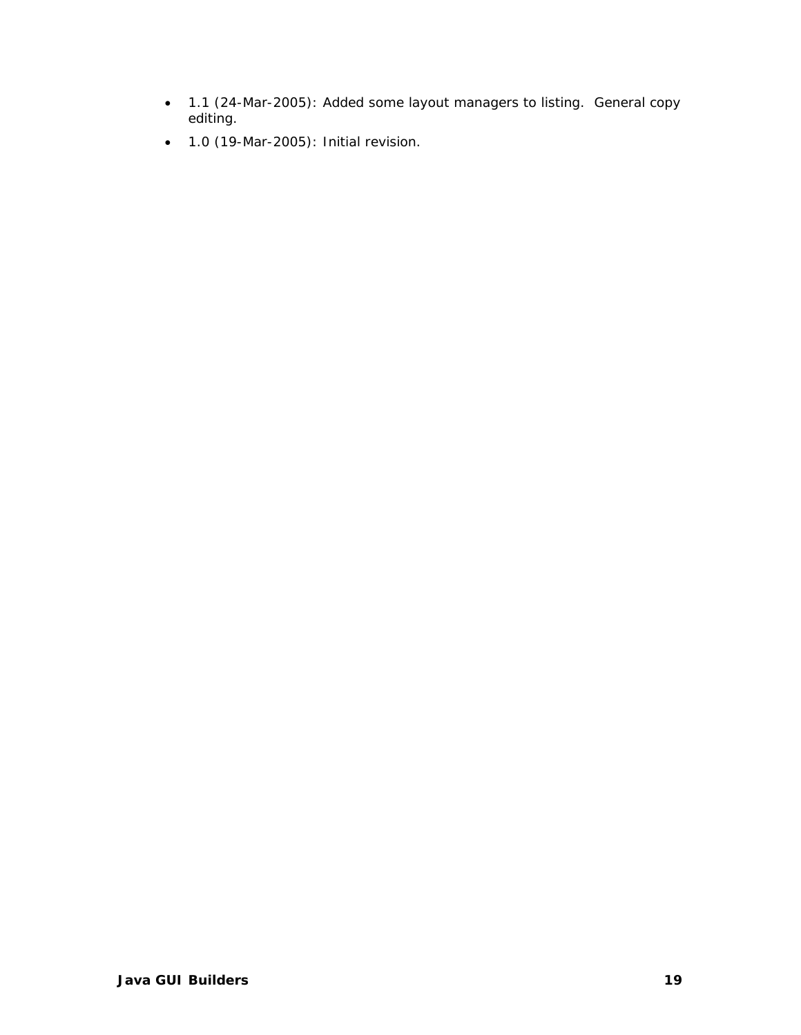- 1.1 (24-Mar-2005): Added some layout managers to listing.  General copy editing.
- 1.0 (19-Mar-2005): Initial revision.